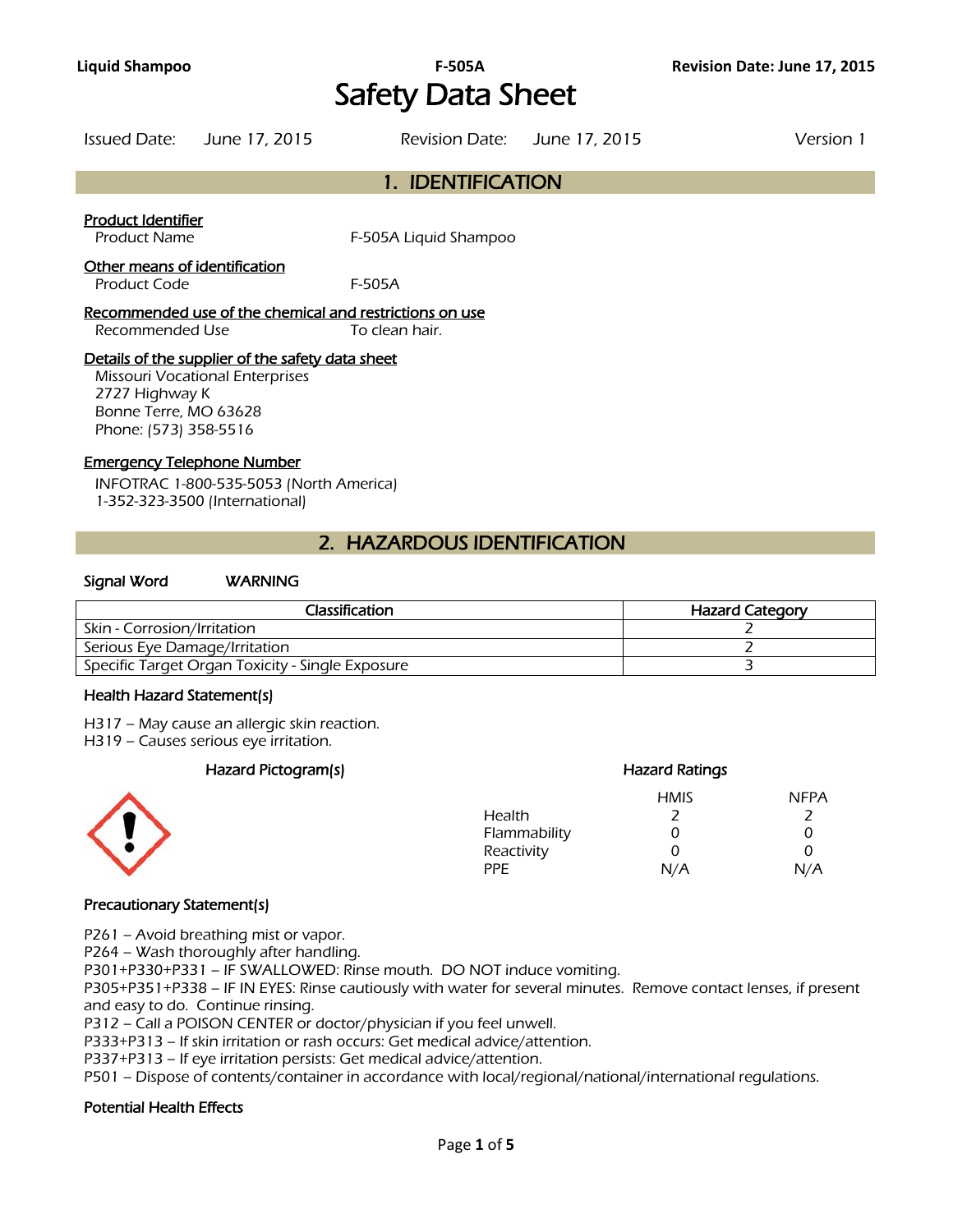# Safety Data Sheet

Issued Date: June 17, 2015 | Revision Date: June 17, 2015 | Version 1

## 1. IDENTIFICATION

**Product Identifier**
Product Name: F-505A Liquid Shampoo

**Other means of identification**
Product Code: F-505A

**Recommended use of the chemical and restrictions on use**
Recommended Use: To clean hair.

**Details of the supplier of the safety data sheet**
Missouri Vocational Enterprises
2727 Highway K
Bonne Terre, MO 63628
Phone: (573) 358-5516

**Emergency Telephone Number**
INFOTRAC 1-800-535-5053 (North America)
1-352-323-3500 (International)

## 2. HAZARDOUS IDENTIFICATION

**Signal Word** WARNING

| Classification | Hazard Category |
|---|---|
| Skin - Corrosion/Irritation | 2 |
| Serious Eye Damage/Irritation | 2 |
| Specific Target Organ Toxicity - Single Exposure | 3 |

### Health Hazard Statement(s)

H317 – May cause an allergic skin reaction.
H319 – Causes serious eye irritation.

### Hazard Pictogram(s)

### Hazard Ratings

| | HMIS | NFPA |
|---|---|---|
| Health | 2 | 2 |
| Flammability | 0 | 0 |
| Reactivity | 0 | 0 |
| PPE | N/A | N/A |

### Precautionary Statement(s)

P261 – Avoid breathing mist or vapor.
P264 – Wash thoroughly after handling.
P301+P330+P331 – IF SWALLOWED: Rinse mouth. DO NOT induce vomiting.
P305+P351+P338 – IF IN EYES: Rinse cautiously with water for several minutes. Remove contact lenses, if present and easy to do. Continue rinsing.
P312 – Call a POISON CENTER or doctor/physician if you feel unwell.
P333+P313 – If skin irritation or rash occurs: Get medical advice/attention.
P337+P313 – If eye irritation persists: Get medical advice/attention.
P501 – Dispose of contents/container in accordance with local/regional/national/international regulations.

### Potential Health Effects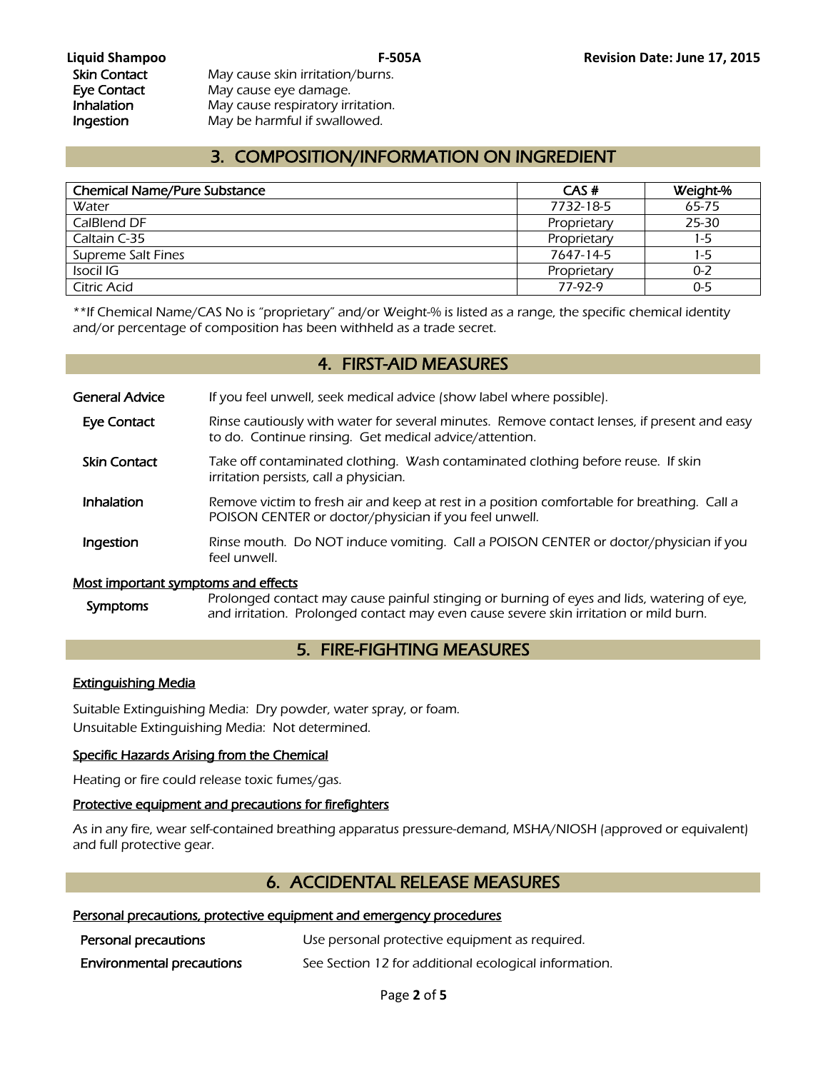| | |
|---|---|
| Skin Contact | May cause skin irritation/burns. |
| Eye Contact | May cause eye damage. |
| Inhalation | May cause respiratory irritation. |
| Ingestion | May be harmful if swallowed. |

## 3. COMPOSITION/INFORMATION ON INGREDIENT

| Chemical Name/Pure Substance | CAS # | Weight-% |
|---|---|---|
| Water | 7732-18-5 | 65-75 |
| CalBlend DF | Proprietary | 25-30 |
| Caltain C-35 | Proprietary | 1-5 |
| Supreme Salt Fines | 7647-14-5 | 1-5 |
| Isocil IG | Proprietary | 0-2 |
| Citric Acid | 77-92-9 | 0-5 |

**If Chemical Name/CAS No is "proprietary" and/or Weight-% is listed as a range, the specific chemical identity and/or percentage of composition has been withheld as a trade secret.

## 4. FIRST-AID MEASURES

**General Advice** If you feel unwell, seek medical advice (show label where possible).

**Eye Contact** Rinse cautiously with water for several minutes. Remove contact lenses, if present and easy to do. Continue rinsing. Get medical advice/attention.

**Skin Contact** Take off contaminated clothing. Wash contaminated clothing before reuse. If skin irritation persists, call a physician.

**Inhalation** Remove victim to fresh air and keep at rest in a position comfortable for breathing. Call a POISON CENTER or doctor/physician if you feel unwell.

**Ingestion** Rinse mouth. Do NOT induce vomiting. Call a POISON CENTER or doctor/physician if you feel unwell.

**Most important symptoms and effects**

**Symptoms** Prolonged contact may cause painful stinging or burning of eyes and lids, watering of eye, and irritation. Prolonged contact may even cause severe skin irritation or mild burn.

## 5. FIRE-FIGHTING MEASURES

**Extinguishing Media**

Suitable Extinguishing Media: Dry powder, water spray, or foam.
Unsuitable Extinguishing Media: Not determined.

**Specific Hazards Arising from the Chemical**

Heating or fire could release toxic fumes/gas.

**Protective equipment and precautions for firefighters**

As in any fire, wear self-contained breathing apparatus pressure-demand, MSHA/NIOSH (approved or equivalent) and full protective gear.

## 6. ACCIDENTAL RELEASE MEASURES

**Personal precautions, protective equipment and emergency procedures**

**Personal precautions** Use personal protective equipment as required.

**Environmental precautions** See Section 12 for additional ecological information.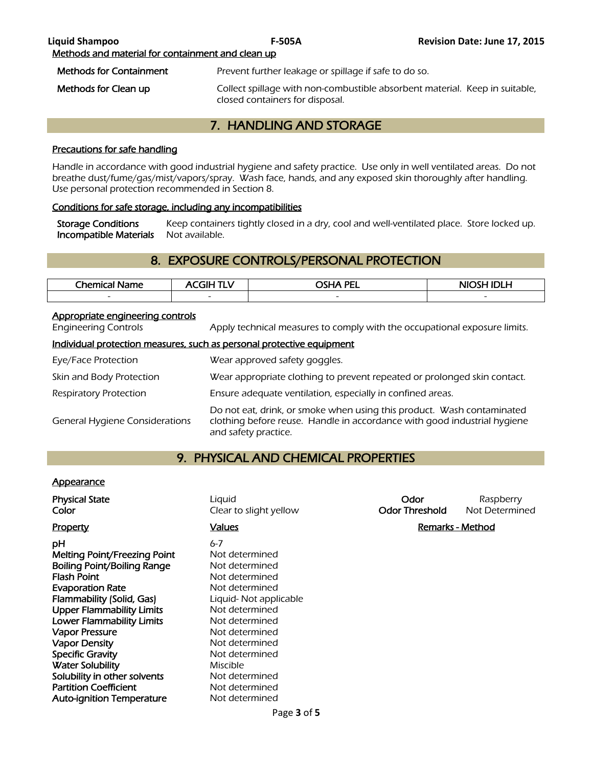Methods and material for containment and clean up

| | |
|---|---|
| **Methods for Containment** | Prevent further leakage or spillage if safe to do so. |
| **Methods for Clean up** | Collect spillage with non-combustible absorbent material. Keep in suitable, closed containers for disposal. |

## 7. HANDLING AND STORAGE

### Precautions for safe handling

Handle in accordance with good industrial hygiene and safety practice. Use only in well ventilated areas. Do not breathe dust/fume/gas/mist/vapors/spray. Wash face, hands, and any exposed skin thoroughly after handling. Use personal protection recommended in Section 8.

### Conditions for safe storage, including any incompatibilities

| | |
|---|---|
| **Storage Conditions** | Keep containers tightly closed in a dry, cool and well-ventilated place. Store locked up. |
| **Incompatible Materials** | Not available. |

## 8. EXPOSURE CONTROLS/PERSONAL PROTECTION

| Chemical Name | ACGIH TLV | OSHA PEL | NIOSH IDLH |
|---|---|---|---|
| - | - | - | - |

### Appropriate engineering controls

| | |
|---|---|
| Engineering Controls | Apply technical measures to comply with the occupational exposure limits. |

### Individual protection measures, such as personal protective equipment

| | |
|---|---|
| Eye/Face Protection | Wear approved safety goggles. |
| Skin and Body Protection | Wear appropriate clothing to prevent repeated or prolonged skin contact. |
| Respiratory Protection | Ensure adequate ventilation, especially in confined areas. |
| General Hygiene Considerations | Do not eat, drink, or smoke when using this product. Wash contaminated clothing before reuse. Handle in accordance with good industrial hygiene and safety practice. |

## 9. PHYSICAL AND CHEMICAL PROPERTIES

### Appearance

| | | | |
|---|---|---|---|
| **Physical State** | Liquid | **Odor** | Raspberry |
| **Color** | Clear to slight yellow | **Odor Threshold** | Not Determined |

| Property | Values | Remarks - Method |
|---|---|---|
| **pH** | 6-7 | |
| **Melting Point/Freezing Point** | Not determined | |
| **Boiling Point/Boiling Range** | Not determined | |
| **Flash Point** | Not determined | |
| **Evaporation Rate** | Not determined | |
| **Flammability (Solid, Gas)** | Liquid- Not applicable | |
| **Upper Flammability Limits** | Not determined | |
| **Lower Flammability Limits** | Not determined | |
| **Vapor Pressure** | Not determined | |
| **Vapor Density** | Not determined | |
| **Specific Gravity** | Not determined | |
| **Water Solubility** | Miscible | |
| **Solubility in other solvents** | Not determined | |
| **Partition Coefficient** | Not determined | |
| **Auto-ignition Temperature** | Not determined | |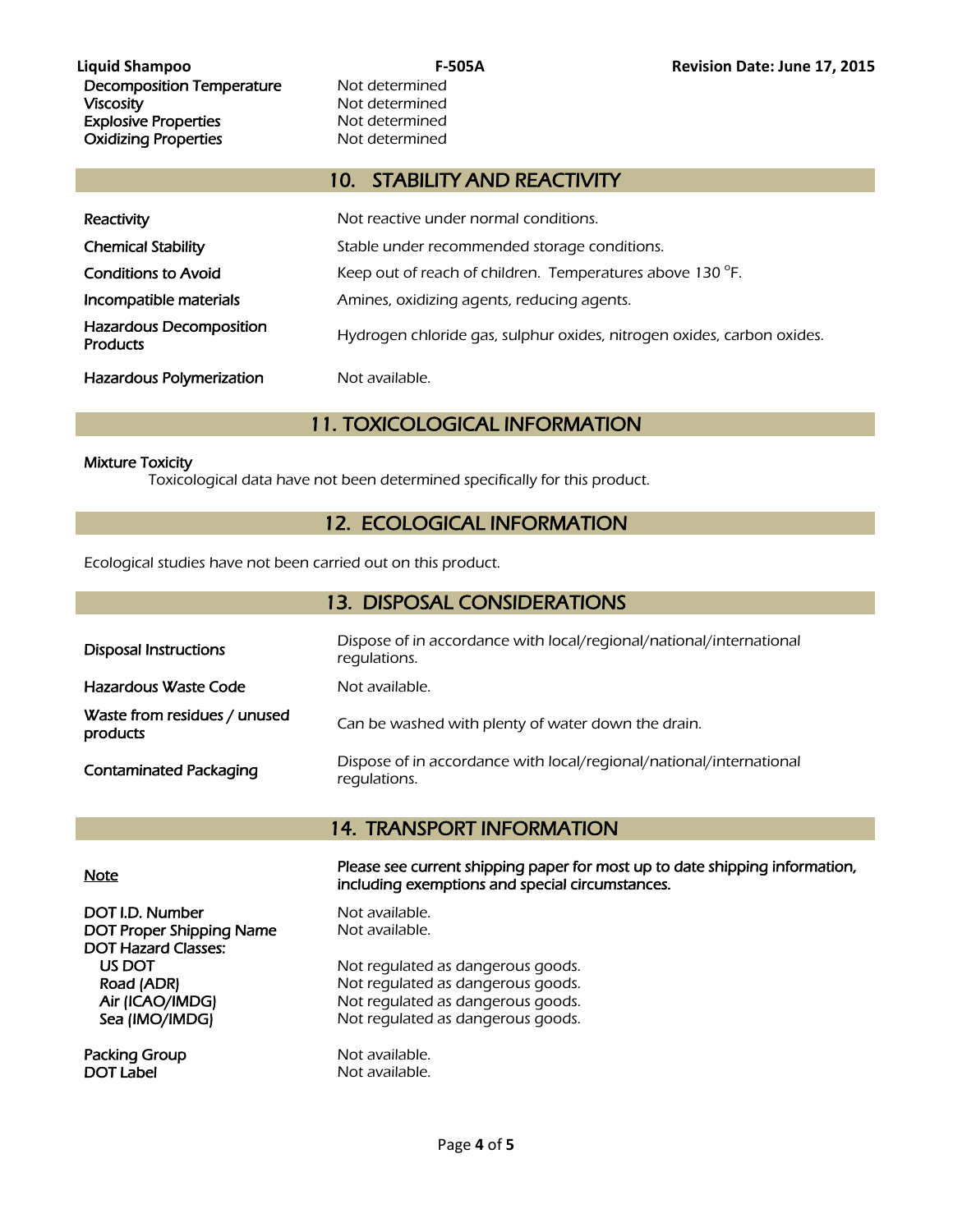| | |
|---|---|
| Decomposition Temperature | Not determined |
| Viscosity | Not determined |
| Explosive Properties | Not determined |
| Oxidizing Properties | Not determined |

## 10. STABILITY AND REACTIVITY

| | |
|---|---|
| Reactivity | Not reactive under normal conditions. |
| Chemical Stability | Stable under recommended storage conditions. |
| Conditions to Avoid | Keep out of reach of children. Temperatures above 130 °F. |
| Incompatible materials | Amines, oxidizing agents, reducing agents. |
| Hazardous Decomposition Products | Hydrogen chloride gas, sulphur oxides, nitrogen oxides, carbon oxides. |
| Hazardous Polymerization | Not available. |

## 11. TOXICOLOGICAL INFORMATION

Mixture Toxicity

Toxicological data have not been determined specifically for this product.

## 12. ECOLOGICAL INFORMATION

Ecological studies have not been carried out on this product.

## 13. DISPOSAL CONSIDERATIONS

| | |
|---|---|
| Disposal Instructions | Dispose of in accordance with local/regional/national/international regulations. |
| Hazardous Waste Code | Not available. |
| Waste from residues / unused products | Can be washed with plenty of water down the drain. |
| Contaminated Packaging | Dispose of in accordance with local/regional/national/international regulations. |

## 14. TRANSPORT INFORMATION

| | |
|---|---|
| <u>Note</u> | **Please see current shipping paper for most up to date shipping information, including exemptions and special circumstances.** |
| DOT I.D. Number | Not available. |
| DOT Proper Shipping Name | Not available. |
| DOT Hazard Classes: | |
| US DOT | Not regulated as dangerous goods. |
| Road (ADR) | Not regulated as dangerous goods. |
| Air (ICAO/IMDG) | Not regulated as dangerous goods. |
| Sea (IMO/IMDG) | Not regulated as dangerous goods. |
| Packing Group | Not available. |
| DOT Label | Not available. |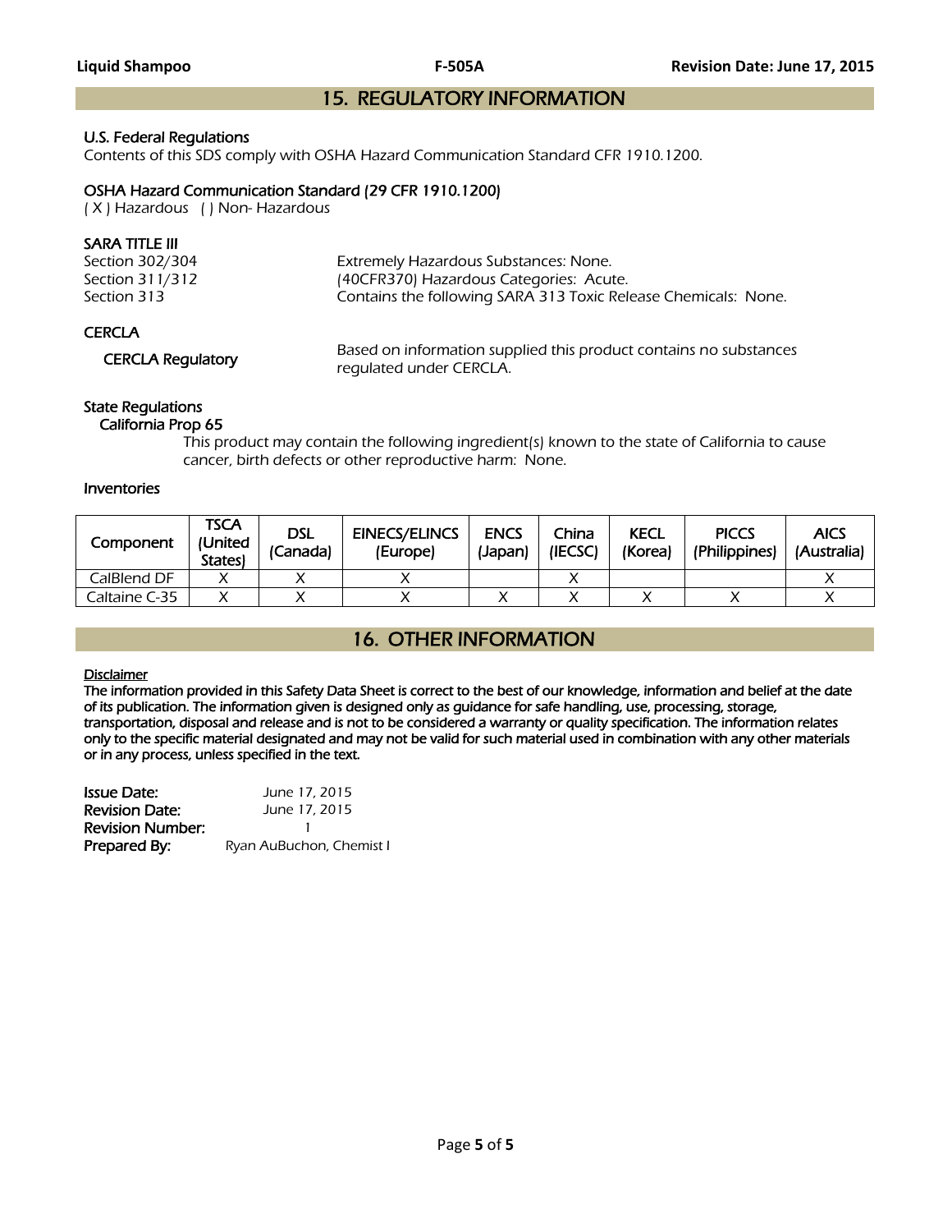## 15. REGULATORY INFORMATION

### U.S. Federal Regulations

Contents of this SDS comply with OSHA Hazard Communication Standard CFR 1910.1200.

### OSHA Hazard Communication Standard (29 CFR 1910.1200)

( X ) Hazardous ( ) Non- Hazardous

### SARA TITLE III

| | |
|---|---|
| Section 302/304 | Extremely Hazardous Substances: None. |
| Section 311/312 | (40CFR370) Hazardous Categories: Acute. |
| Section 313 | Contains the following SARA 313 Toxic Release Chemicals: None. |

### CERCLA

| | |
|---|---|
| CERCLA Regulatory | Based on information supplied this product contains no substances regulated under CERCLA. |

### State Regulations

#### California Prop 65

This product may contain the following ingredient(s) known to the state of California to cause cancer, birth defects or other reproductive harm: None.

### Inventories

| Component | TSCA (United States) | DSL (Canada) | EINECS/ELINCS (Europe) | ENCS (Japan) | China (IECSC) | KECL (Korea) | PICCS (Philippines) | AICS (Australia) |
|---|---|---|---|---|---|---|---|---|
| CalBlend DF | X | X | X | | X | | | X |
| Caltaine C-35 | X | X | X | X | X | X | X | X |

## 16. OTHER INFORMATION

Disclaimer

**The information provided in this Safety Data Sheet is correct to the best of our knowledge, information and belief at the date of its publication. The information given is designed only as guidance for safe handling, use, processing, storage, transportation, disposal and release and is not to be considered a warranty or quality specification. The information relates only to the specific material designated and may not be valid for such material used in combination with any other materials or in any process, unless specified in the text.**

| | |
|---|---|
| **Issue Date:** | June 17, 2015 |
| **Revision Date:** | June 17, 2015 |
| **Revision Number:** | 1 |
| **Prepared By:** | Ryan AuBuchon, Chemist I |